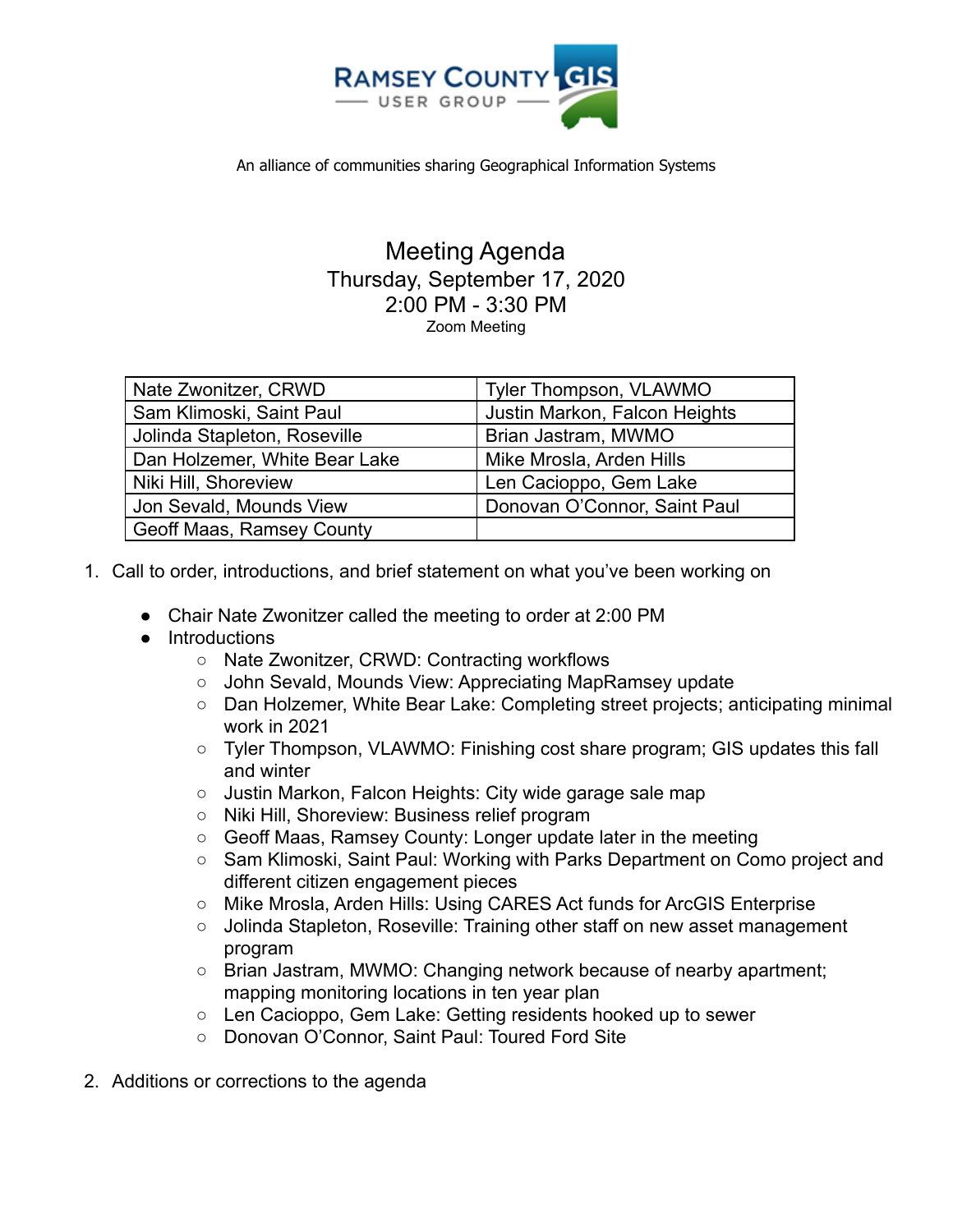RAMSEY COUNTY GIS USER GROUP

An alliance of communities sharing Geographical Information Systems

# Meeting Agenda

Thursday, September 17, 2020
2:00 PM - 3:30 PM
Zoom Meeting

| | |
|---|---|
| Nate Zwonitzer, CRWD | Tyler Thompson, VLAWMO |
| Sam Klimoski, Saint Paul | Justin Markon, Falcon Heights |
| Jolinda Stapleton, Roseville | Brian Jastram, MWMO |
| Dan Holzemer, White Bear Lake | Mike Mrosla, Arden Hills |
| Niki Hill, Shoreview | Len Cacioppo, Gem Lake |
| Jon Sevald, Mounds View | Donovan O'Connor, Saint Paul |
| Geoff Maas, Ramsey County | |

1. Call to order, introductions, and brief statement on what you've been working on

   - Chair Nate Zwonitzer called the meeting to order at 2:00 PM
   - Introductions
     - Nate Zwonitzer, CRWD: Contracting workflows
     - John Sevald, Mounds View: Appreciating MapRamsey update
     - Dan Holzemer, White Bear Lake: Completing street projects; anticipating minimal work in 2021
     - Tyler Thompson, VLAWMO: Finishing cost share program; GIS updates this fall and winter
     - Justin Markon, Falcon Heights: City wide garage sale map
     - Niki Hill, Shoreview: Business relief program
     - Geoff Maas, Ramsey County: Longer update later in the meeting
     - Sam Klimoski, Saint Paul: Working with Parks Department on Como project and different citizen engagement pieces
     - Mike Mrosla, Arden Hills: Using CARES Act funds for ArcGIS Enterprise
     - Jolinda Stapleton, Roseville: Training other staff on new asset management program
     - Brian Jastram, MWMO: Changing network because of nearby apartment; mapping monitoring locations in ten year plan
     - Len Cacioppo, Gem Lake: Getting residents hooked up to sewer
     - Donovan O'Connor, Saint Paul: Toured Ford Site

2. Additions or corrections to the agenda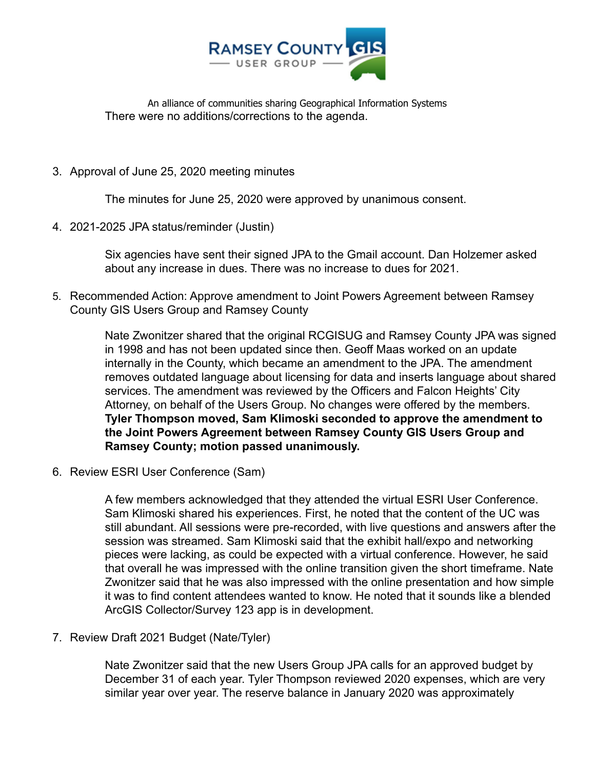There were no additions/corrections to the agenda.

3. Approval of June 25, 2020 meeting minutes

   The minutes for June 25, 2020 were approved by unanimous consent.

4. 2021-2025 JPA status/reminder (Justin)

   Six agencies have sent their signed JPA to the Gmail account. Dan Holzemer asked about any increase in dues. There was no increase to dues for 2021.

5. Recommended Action: Approve amendment to Joint Powers Agreement between Ramsey County GIS Users Group and Ramsey County

   Nate Zwonitzer shared that the original RCGISUG and Ramsey County JPA was signed in 1998 and has not been updated since then. Geoff Maas worked on an update internally in the County, which became an amendment to the JPA. The amendment removes outdated language about licensing for data and inserts language about shared services. The amendment was reviewed by the Officers and Falcon Heights' City Attorney, on behalf of the Users Group. No changes were offered by the members. **Tyler Thompson moved, Sam Klimoski seconded to approve the amendment to the Joint Powers Agreement between Ramsey County GIS Users Group and Ramsey County; motion passed unanimously.**

6. Review ESRI User Conference (Sam)

   A few members acknowledged that they attended the virtual ESRI User Conference. Sam Klimoski shared his experiences. First, he noted that the content of the UC was still abundant. All sessions were pre-recorded, with live questions and answers after the session was streamed. Sam Klimoski said that the exhibit hall/expo and networking pieces were lacking, as could be expected with a virtual conference. However, he said that overall he was impressed with the online transition given the short timeframe. Nate Zwonitzer said that he was also impressed with the online presentation and how simple it was to find content attendees wanted to know. He noted that it sounds like a blended ArcGIS Collector/Survey 123 app is in development.

7. Review Draft 2021 Budget (Nate/Tyler)

   Nate Zwonitzer said that the new Users Group JPA calls for an approved budget by December 31 of each year. Tyler Thompson reviewed 2020 expenses, which are very similar year over year. The reserve balance in January 2020 was approximately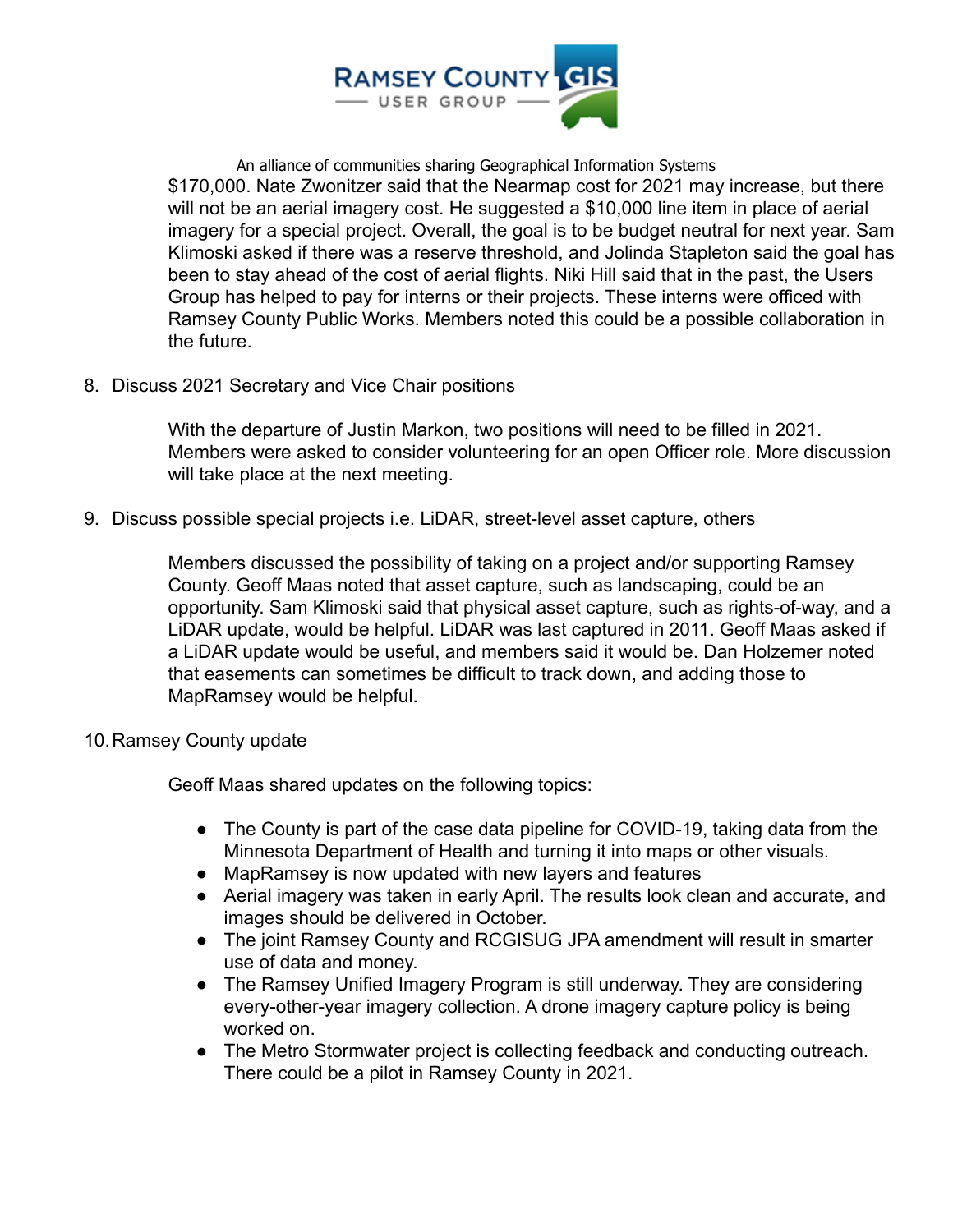$170,000. Nate Zwonitzer said that the Nearmap cost for 2021 may increase, but there will not be an aerial imagery cost. He suggested a $10,000 line item in place of aerial imagery for a special project. Overall, the goal is to be budget neutral for next year. Sam Klimoski asked if there was a reserve threshold, and Jolinda Stapleton said the goal has been to stay ahead of the cost of aerial flights. Niki Hill said that in the past, the Users Group has helped to pay for interns or their projects. These interns were officed with Ramsey County Public Works. Members noted this could be a possible collaboration in the future.

8. Discuss 2021 Secretary and Vice Chair positions

   With the departure of Justin Markon, two positions will need to be filled in 2021. Members were asked to consider volunteering for an open Officer role. More discussion will take place at the next meeting.

9. Discuss possible special projects i.e. LiDAR, street-level asset capture, others

   Members discussed the possibility of taking on a project and/or supporting Ramsey County. Geoff Maas noted that asset capture, such as landscaping, could be an opportunity. Sam Klimoski said that physical asset capture, such as rights-of-way, and a LiDAR update, would be helpful. LiDAR was last captured in 2011. Geoff Maas asked if a LiDAR update would be useful, and members said it would be. Dan Holzemer noted that easements can sometimes be difficult to track down, and adding those to MapRamsey would be helpful.

10. Ramsey County update

    Geoff Maas shared updates on the following topics:

    - The County is part of the case data pipeline for COVID-19, taking data from the Minnesota Department of Health and turning it into maps or other visuals.
    - MapRamsey is now updated with new layers and features
    - Aerial imagery was taken in early April. The results look clean and accurate, and images should be delivered in October.
    - The joint Ramsey County and RCGISUG JPA amendment will result in smarter use of data and money.
    - The Ramsey Unified Imagery Program is still underway. They are considering every-other-year imagery collection. A drone imagery capture policy is being worked on.
    - The Metro Stormwater project is collecting feedback and conducting outreach. There could be a pilot in Ramsey County in 2021.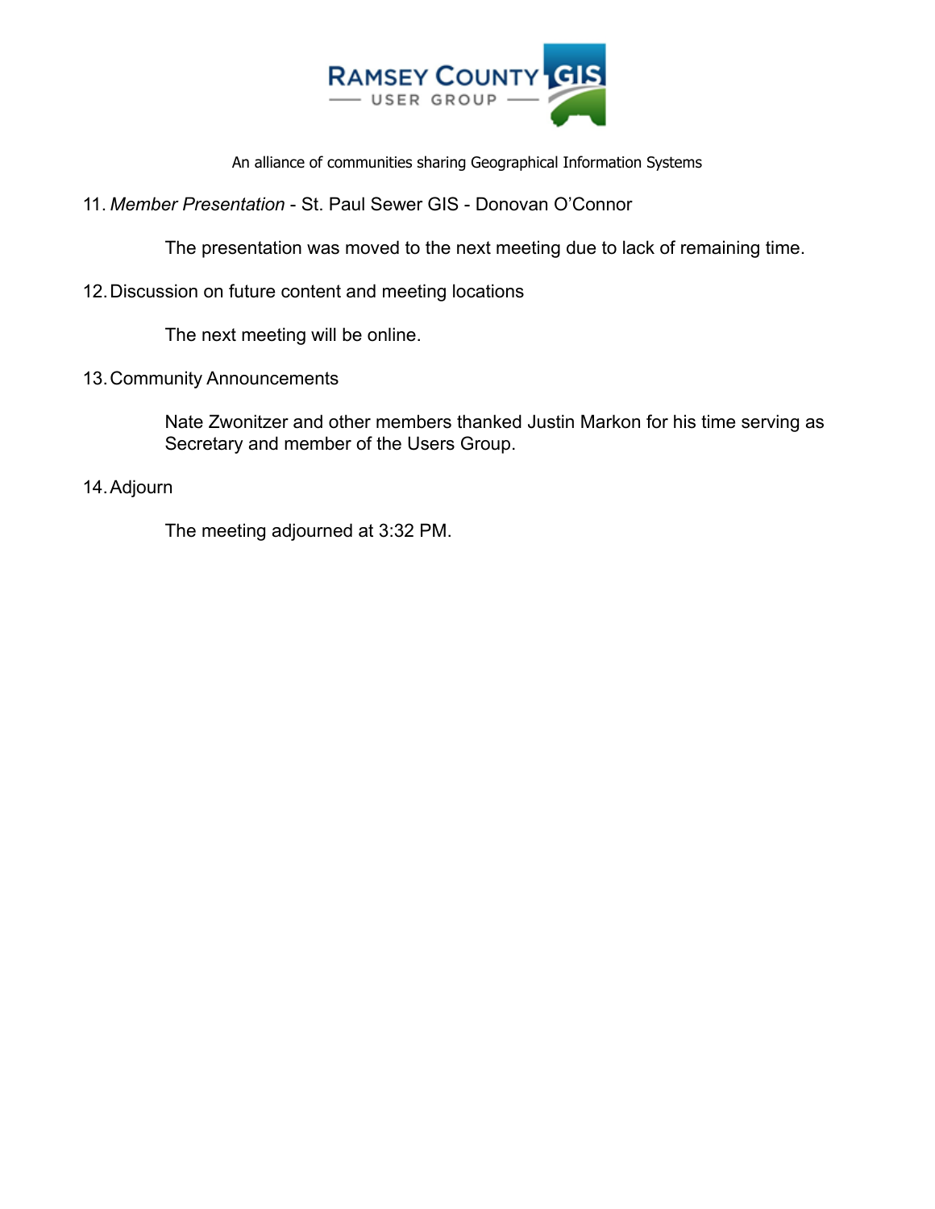11. *Member Presentation* - St. Paul Sewer GIS - Donovan O'Connor

    The presentation was moved to the next meeting due to lack of remaining time.

12. Discussion on future content and meeting locations

    The next meeting will be online.

13. Community Announcements

    Nate Zwonitzer and other members thanked Justin Markon for his time serving as Secretary and member of the Users Group.

14. Adjourn

    The meeting adjourned at 3:32 PM.